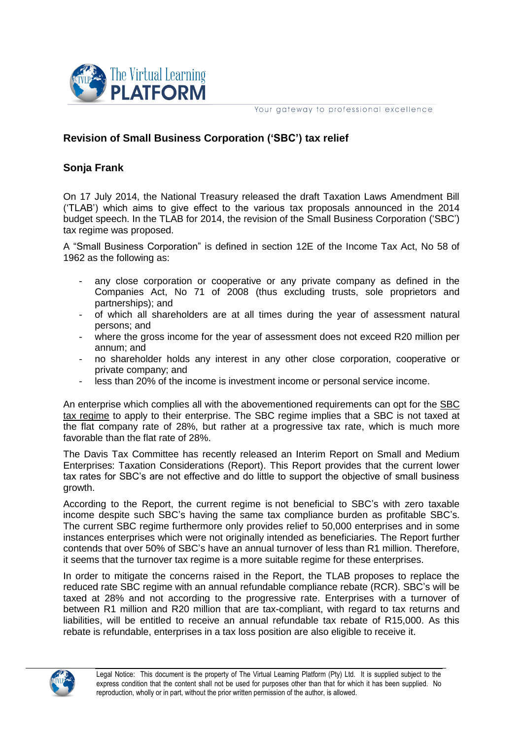## Revision of Small Business Corporation ('SBC') tax relief

**Sonja Frank**

On 17 July 2014, the National Treasury released the draft Taxation Laws Amendment Bill ('TLAB') which aims to give effect to the various tax proposals announced in the 2014 budget speech. In the TLAB for 2014, the revision of the Small Business Corporation ('SBC') tax regime was proposed.

A "Small Business Corporation" is defined in section 12E of the Income Tax Act, No 58 of 1962 as the following as:

- any close corporation or cooperative or any private company as defined in the Companies Act, No 71 of 2008 (thus excluding trusts, sole proprietors and partnerships); and
- of which all shareholders are at all times during the year of assessment natural persons; and
- where the gross income for the year of assessment does not exceed R20 million per annum; and
- no shareholder holds any interest in any other close corporation, cooperative or private company; and
- less than 20% of the income is investment income or personal service income.

An enterprise which complies all with the abovementioned requirements can opt for the SBC tax regime to apply to their enterprise. The SBC regime implies that a SBC is not taxed at the flat company rate of 28%, but rather at a progressive tax rate, which is much more favorable than the flat rate of 28%.

The Davis Tax Committee has recently released an Interim Report on Small and Medium Enterprises: Taxation Considerations (Report). This Report provides that the current lower tax rates for SBC's are not effective and do little to support the objective of small business growth.

According to the Report, the current regime is not beneficial to SBC's with zero taxable income despite such SBC's having the same tax compliance burden as profitable SBC's. The current SBC regime furthermore only provides relief to 50,000 enterprises and in some instances enterprises which were not originally intended as beneficiaries. The Report further contends that over 50% of SBC's have an annual turnover of less than R1 million. Therefore, it seems that the turnover tax regime is a more suitable regime for these enterprises.

In order to mitigate the concerns raised in the Report, the TLAB proposes to replace the reduced rate SBC regime with an annual refundable compliance rebate (RCR). SBC's will be taxed at 28% and not according to the progressive rate. Enterprises with a turnover of between R1 million and R20 million that are tax-compliant, with regard to tax returns and liabilities, will be entitled to receive an annual refundable tax rebate of R15,000. As this rebate is refundable, enterprises in a tax loss position are also eligible to receive it.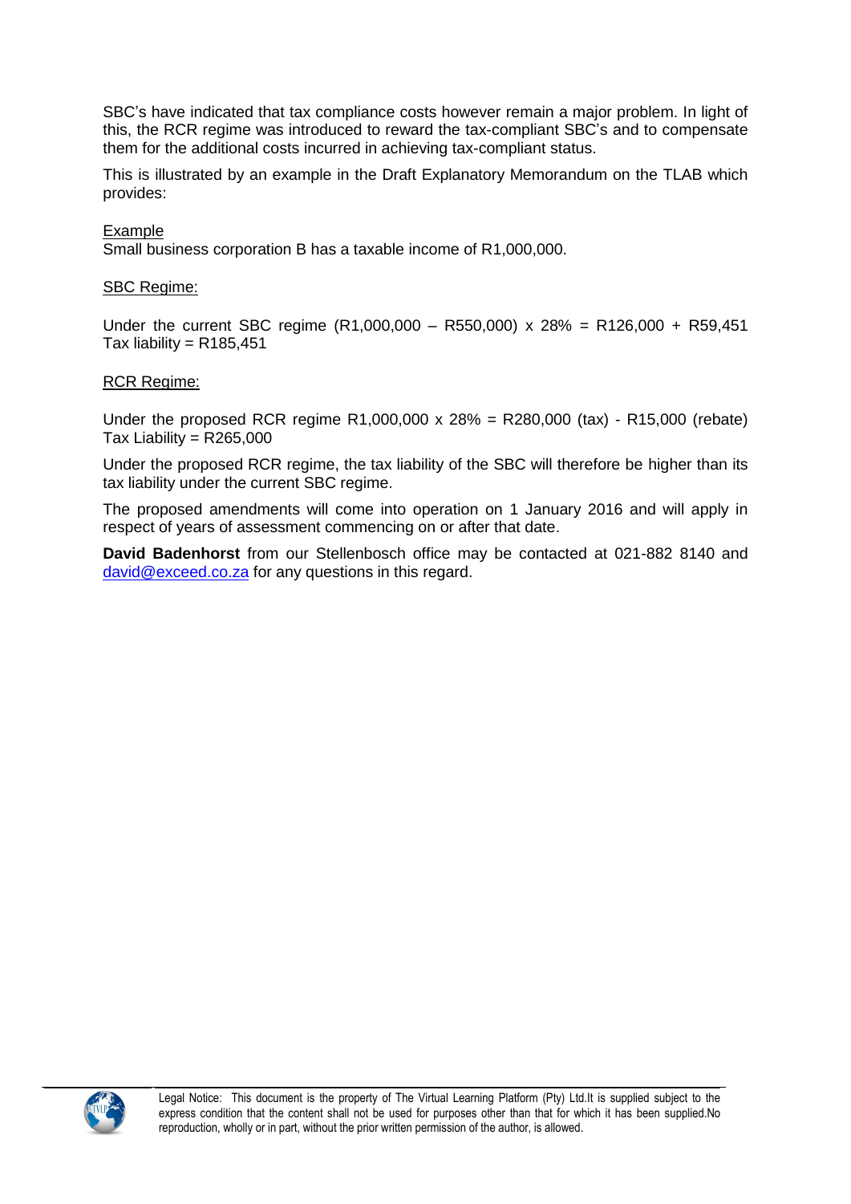SBC's have indicated that tax compliance costs however remain a major problem. In light of this, the RCR regime was introduced to reward the tax-compliant SBC's and to compensate them for the additional costs incurred in achieving tax-compliant status.

This is illustrated by an example in the Draft Explanatory Memorandum on the TLAB which provides:

Example

Small business corporation B has a taxable income of R1,000,000.

SBC Regime:

Under the current SBC regime (R1,000,000 – R550,000) x 28% = R126,000 + R59,451
Tax liability = R185,451

RCR Regime:

Under the proposed RCR regime R1,000,000 x 28% = R280,000 (tax) - R15,000 (rebate)
Tax Liability = R265,000

Under the proposed RCR regime, the tax liability of the SBC will therefore be higher than its tax liability under the current SBC regime.

The proposed amendments will come into operation on 1 January 2016 and will apply in respect of years of assessment commencing on or after that date.

**David Badenhorst** from our Stellenbosch office may be contacted at 021-882 8140 and david@exceed.co.za for any questions in this regard.